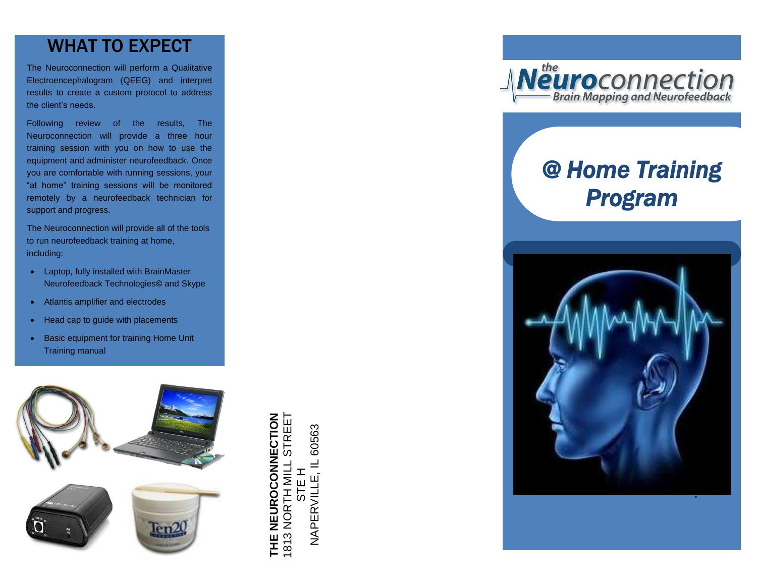# WHAT TO EXPECT

The Neuroconnection will perform a Qualitative Electroencephalogram (QEEG) and interpret results to create a custom protocol to address the client's needs.

Following review of the results, The Neuroconnection will provide a three hour training session with you on how to use the equipment and administer neurofeedback. Once you are comfortable with running sessions, your "at home" training sessions will be monitored remotely by a neurofeedback technician for support and progress.

The Neuroconnection will provide all of the tools to run neurofeedback training at home, including:

- Laptop, fully installed with BrainMaster Neurofeedback Technologies© and Skype
- Atlantis amplifier and electrodes
- Head cap to guide with placements
- Basic equipment for training Home Unit Training manual

**THE NEUROCONNECTION**
1813 NORTH MILL STREET
STE H
NAPERVILLE, IL 60563

the **Neuro**connection
Brain Mapping and Neurofeedback

# *@ Home Training Program*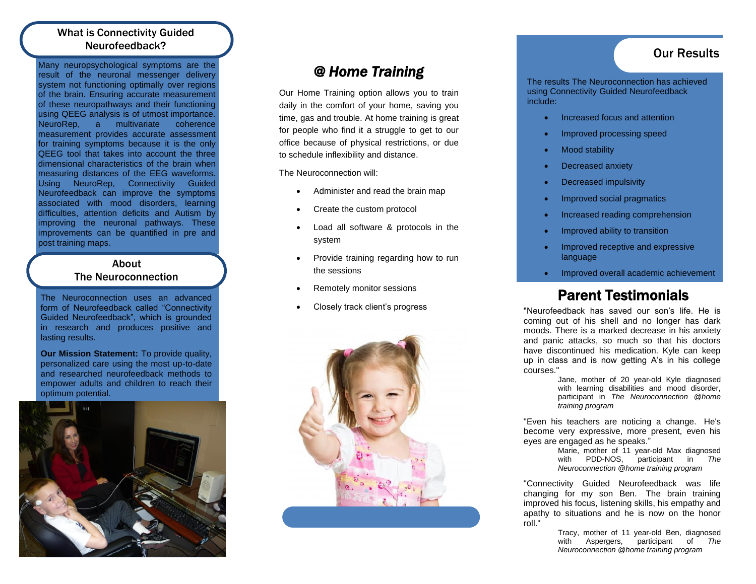## What is Connectivity Guided Neurofeedback?

Many neuropsychological symptoms are the result of the neuronal messenger delivery system not functioning optimally over regions of the brain. Ensuring accurate measurement of these neuropathways and their functioning using QEEG analysis is of utmost importance. NeuroRep, a multivariate coherence measurement provides accurate assessment for training symptoms because it is the only QEEG tool that takes into account the three dimensional characteristics of the brain when measuring distances of the EEG waveforms. Using NeuroRep, Connectivity Guided Neurofeedback can improve the symptoms associated with mood disorders, learning difficulties, attention deficits and Autism by improving the neuronal pathways. These improvements can be quantified in pre and post training maps.

## About The Neuroconnection

The Neuroconnection uses an advanced form of Neurofeedback called "Connectivity Guided Neurofeedback", which is grounded in research and produces positive and lasting results.

**Our Mission Statement:** To provide quality, personalized care using the most up-to-date and researched neurofeedback methods to empower adults and children to reach their optimum potential.

## *@ Home Training*

Our Home Training option allows you to train daily in the comfort of your home, saving you time, gas and trouble. At home training is great for people who find it a struggle to get to our office because of physical restrictions, or due to schedule inflexibility and distance.

The Neuroconnection will:

- Administer and read the brain map
- Create the custom protocol
- Load all software & protocols in the system
- Provide training regarding how to run the sessions
- Remotely monitor sessions
- Closely track client's progress

## Our Results

The results The Neuroconnection has achieved using Connectivity Guided Neurofeedback include:

- Increased focus and attention
- Improved processing speed
- Mood stability
- Decreased anxiety
- Decreased impulsivity
- Improved social pragmatics
- Increased reading comprehension
- Improved ability to transition
- Improved receptive and expressive language
- Improved overall academic achievement

## Parent Testimonials

"Neurofeedback has saved our son's life. He is coming out of his shell and no longer has dark moods. There is a marked decrease in his anxiety and panic attacks, so much so that his doctors have discontinued his medication. Kyle can keep up in class and is now getting A's in his college courses."

Jane, mother of 20 year-old Kyle diagnosed with learning disabilities and mood disorder, participant in *The Neuroconnection @home training program*

"Even his teachers are noticing a change. He's become very expressive, more present, even his eyes are engaged as he speaks."

Marie, mother of 11 year-old Max diagnosed with PDD-NOS, participant in *The Neuroconnection @home training program*

"Connectivity Guided Neurofeedback was life changing for my son Ben. The brain training improved his focus, listening skills, his empathy and apathy to situations and he is now on the honor roll."

Tracy, mother of 11 year-old Ben, diagnosed with Aspergers, participant of *The Neuroconnection @home training program*